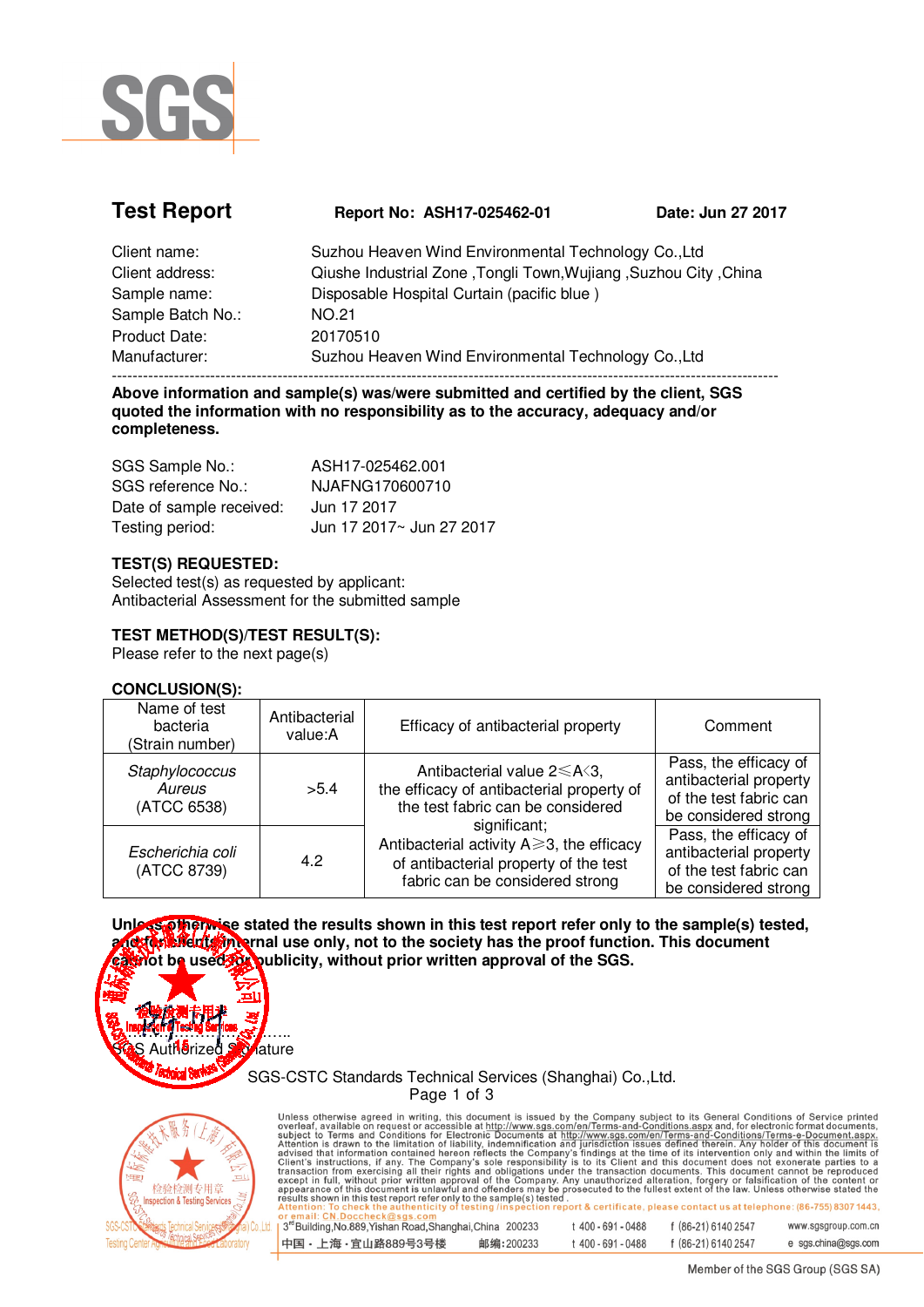SGS

# Test Report

**Report No: ASH17-025462-01** **Date: Jun 27 2017**

| | |
|---|---|
| Client name: | Suzhou Heaven Wind Environmental Technology Co.,Ltd |
| Client address: | Qiushe Industrial Zone ,Tongli Town,Wujiang ,Suzhou City ,China |
| Sample name: | Disposable Hospital Curtain (pacific blue ) |
| Sample Batch No.: | NO.21 |
| Product Date: | 20170510 |
| Manufacturer: | Suzhou Heaven Wind Environmental Technology Co.,Ltd |

**Above information and sample(s) was/were submitted and certified by the client, SGS quoted the information with no responsibility as to the accuracy, adequacy and/or completeness.**

| | |
|---|---|
| SGS Sample No.: | ASH17-025462.001 |
| SGS reference No.: | NJAFNG170600710 |
| Date of sample received: | Jun 17 2017 |
| Testing period: | Jun 17 2017~ Jun 27 2017 |

## TEST(S) REQUESTED:

Selected test(s) as requested by applicant:
Antibacterial Assessment for the submitted sample

## TEST METHOD(S)/TEST RESULT(S):

Please refer to the next page(s)

## CONCLUSION(S):

| Name of test bacteria (Strain number) | Antibacterial value:A | Efficacy of antibacterial property | Comment |
|---|---|---|---|
| *Staphylococcus Aureus* (ATCC 6538) | >5.4 | Antibacterial value 2≤A<3, the efficacy of antibacterial property of the test fabric can be considered significant; Antibacterial activity A≥3, the efficacy of antibacterial property of the test fabric can be considered strong | Pass, the efficacy of antibacterial property of the test fabric can be considered strong |
| *Escherichia coli* (ATCC 8739) | 4.2 | | Pass, the efficacy of antibacterial property of the test fabric can be considered strong |

**Unless otherwise stated the results shown in this test report refer only to the sample(s) tested, and for client's internal use only, not to the society has the proof function. This document cannot be used for publicity, without prior written approval of the SGS.**

SGS Authorized Signature

SGS-CSTC Standards Technical Services (Shanghai) Co.,Ltd.

Unless otherwise agreed in writing, this document is issued by the Company subject to its General Conditions of Service printed overleaf, available on request or accessible at http://www.sgs.com/en/Terms-and-Conditions.aspx and, for electronic format documents, subject to Terms and Conditions for Electronic Documents at http://www.sgs.com/en/Terms-and-Conditions/Terms-e-Document.aspx. Attention is drawn to the limitation of liability, indemnification and jurisdiction issues defined therein. Any holder of this document is advised that information contained hereon reflects the Company's findings at the time of its intervention only and within the limits of Client's instructions, if any. The Company's sole responsibility is to its Client and this document does not exonerate parties to a transaction from exercising all their rights and obligations under the transaction documents. This document cannot be reproduced except in full, without prior written approval of the Company. Any unauthorized alteration, forgery or falsification of the content or appearance of this document is unlawful and offenders may be prosecuted to the fullest extent of the law. Unless otherwise stated the results shown in this test report refer only to the sample(s) tested.
Attention: To check the authenticity of testing /inspection report & certificate, please contact us at telephone: (86-755) 8307 1443, or email: CN.Doccheck@sgs.com

3rd Building,No.889,Yishan Road,Shanghai,China 200233 t 400-691-0488 f (86-21) 6140 2547 www.sgsgroup.com.cn
中国・上海・宜山路889号3号楼 邮编:200233 t 400-691-0488 f (86-21) 6140 2547 e sgs.china@sgs.com

Member of the SGS Group (SGS SA)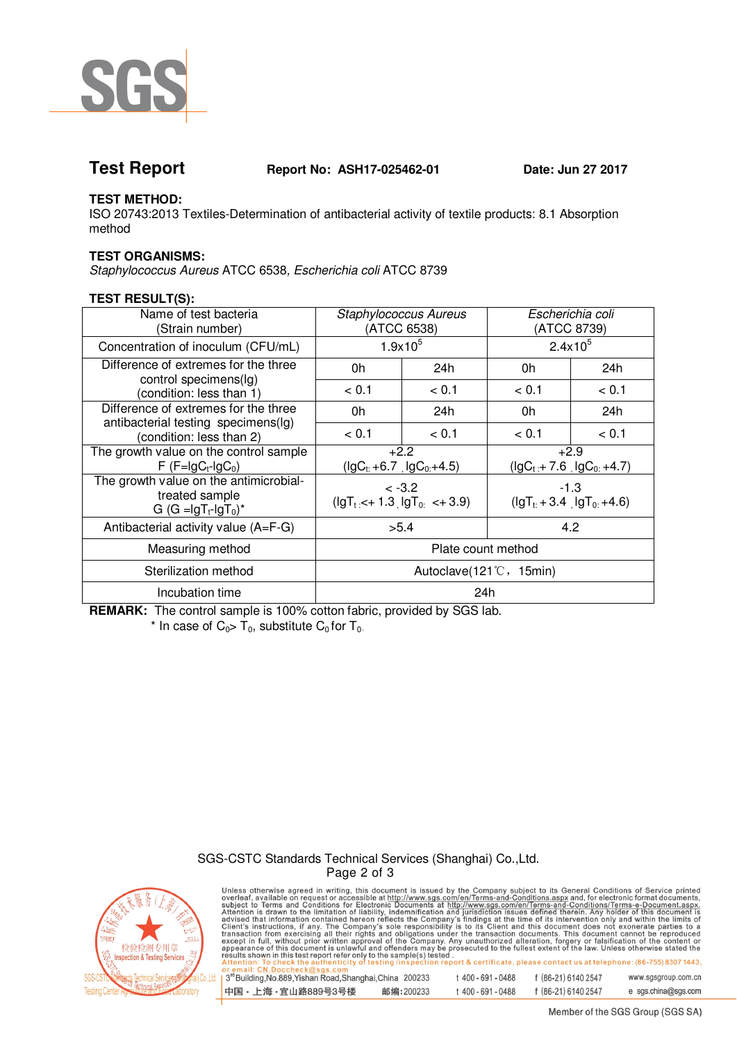# Test Report

**Report No: ASH17-025462-01** **Date: Jun 27 2017**

**TEST METHOD:**
ISO 20743:2013 Textiles-Determination of antibacterial activity of textile products: 8.1 Absorption method

**TEST ORGANISMS:**
*Staphylococcus Aureus* ATCC 6538, *Escherichia coli* ATCC 8739

**TEST RESULT(S):**

| Name of test bacteria (Strain number) | *Staphylococcus Aureus* (ATCC 6538) | | *Escherichia coli* (ATCC 8739) | |
|---|---|---|---|---|
| Concentration of inoculum (CFU/mL) | $1.9 \times 10^5$ | | $2.4 \times 10^5$ | |
| Difference of extremes for the three control specimens(lg) (condition: less than 1) | 0h | 24h | 0h | 24h |
| | < 0.1 | < 0.1 | < 0.1 | < 0.1 |
| Difference of extremes for the three antibacterial testing specimens(lg) (condition: less than 2) | 0h | 24h | 0h | 24h |
| | < 0.1 | < 0.1 | < 0.1 | < 0.1 |
| The growth value on the control sample F ($F = lgC_t - lgC_0$) | +2.2 ($lgC_t$: +6.7, $lgC_0$: +4.5) | | +2.9 ($lgC_t$: + 7.6, $lgC_0$: +4.7) | |
| The growth value on the antimicrobial-treated sample G ($G = lgT_t - lgT_0$)* | < -3.2 ($lgT_t$: <+ 1.3, $lgT_0$: <+ 3.9) | | -1.3 ($lgT_t$: + 3.4, $lgT_0$: +4.6) | |
| Antibacterial activity value (A=F-G) | >5.4 | | 4.2 | |
| Measuring method | Plate count method | | | |
| Sterilization method | Autoclave(121℃， 15min) | | | |
| Incubation time | 24h | | | |

**REMARK:** The control sample is 100% cotton fabric, provided by SGS lab.
\* In case of $C_0 > T_0$, substitute $C_0$ for $T_0$.

SGS-CSTC Standards Technical Services (Shanghai) Co.,Ltd.

Unless otherwise agreed in writing, this document is issued by the Company subject to its General Conditions of Service printed overleaf, available on request or accessible at http://www.sgs.com/en/Terms-and-Conditions.aspx and, for electronic format documents, subject to Terms and Conditions for Electronic Documents at http://www.sgs.com/en/Terms-and-Conditions/Terms-e-Document.aspx. Attention is drawn to the limitation of liability, indemnification and jurisdiction issues defined therein. Any holder of this document is advised that information contained hereon reflects the Company's findings at the time of its intervention only and within the limits of Client's instructions, if any. The Company's sole responsibility is to its Client and this document does not exonerate parties to a transaction from exercising all their rights and obligations under the transaction documents. This document cannot be reproduced except in full, without prior written approval of the Company. Any unauthorized alteration, forgery or falsification of the content or appearance of this document is unlawful and offenders may be prosecuted to the fullest extent of the law. Unless otherwise stated the results shown in this test report refer only to the sample(s) tested.
Attention: To check the authenticity of testing /inspection report & certificate, please contact us at telephone: (86-755) 8307 1443, or email: CN.Doccheck@sgs.com

3rd Building,No.889,Yishan Road,Shanghai,China 200233 t 400-691-0488 f (86-21) 6140 2547 www.sgsgroup.com.cn
中国・上海・宜山路889号3号楼 邮编:200233 t 400-691-0488 f (86-21) 6140 2547 e sgs.china@sgs.com

Member of the SGS Group (SGS SA)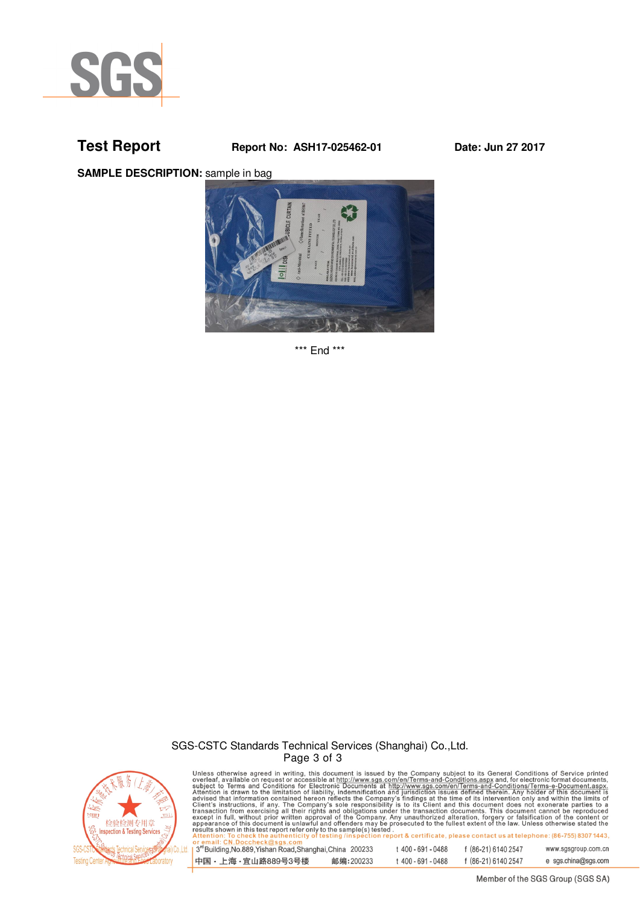# Test Report

**Report No: ASH17-025462-01** **Date: Jun 27 2017**

**SAMPLE DESCRIPTION:** sample in bag

*** End ***

SGS-CSTC Standards Technical Services (Shanghai) Co.,Ltd.

Unless otherwise agreed in writing, this document is issued by the Company subject to its General Conditions of Service printed overleaf, available on request or accessible at http://www.sgs.com/en/Terms-and-Conditions.aspx and, for electronic format documents, subject to Terms and Conditions for Electronic Documents at http://www.sgs.com/en/Terms-and-Conditions/Terms-e-Document.aspx. Attention is drawn to the limitation of liability, indemnification and jurisdiction issues defined therein. Any holder of this document is advised that information contained hereon reflects the Company's findings at the time of its intervention only and within the limits of Client's instructions, if any. The Company's sole responsibility is to its Client and this document does not exonerate parties to a transaction from exercising all their rights and obligations under the transaction documents. This document cannot be reproduced except in full, without prior written approval of the Company. Any unauthorized alteration, forgery or falsification of the content or appearance of this document is unlawful and offenders may be prosecuted to the fullest extent of the law. Unless otherwise stated the results shown in this test report refer only to the sample(s) tested .

Attention: To check the authenticity of testing /inspection report & certificate, please contact us at telephone: (86-755) 8307 1443, or email: CN.Doccheck@sgs.com

3rd Building,No.889,Yishan Road,Shanghai,China 200233 t 400-691-0488 f (86-21) 6140 2547 www.sgsgroup.com.cn

中国・上海・宜山路889号3号楼 邮编：200233 t 400-691-0488 f (86-21) 6140 2547 e sgs.china@sgs.com

Member of the SGS Group (SGS SA)